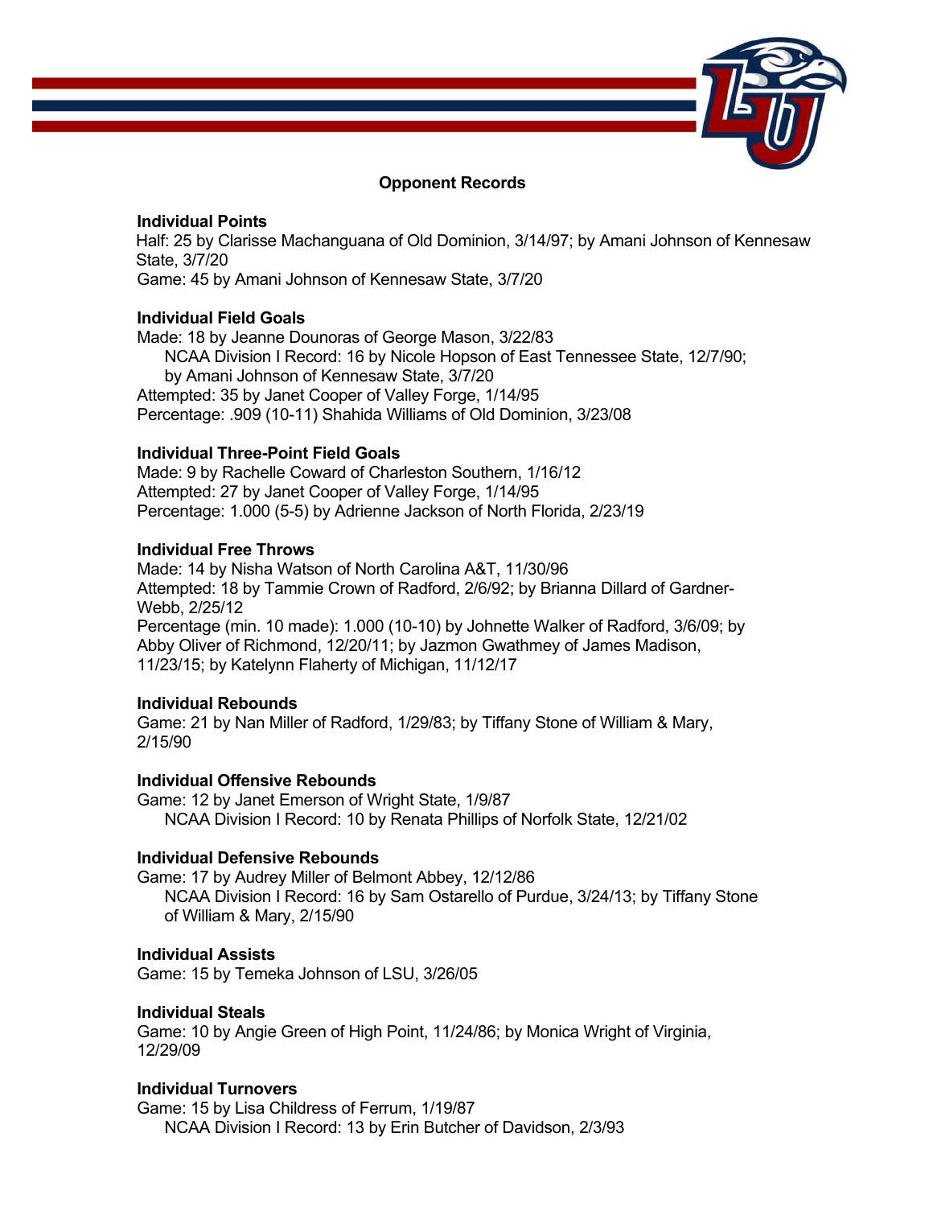## Opponent Records

### Individual Points

Half: 25 by Clarisse Machanguana of Old Dominion, 3/14/97; by Amani Johnson of Kennesaw State, 3/7/20
Game: 45 by Amani Johnson of Kennesaw State, 3/7/20

### Individual Field Goals

Made: 18 by Jeanne Dounoras of George Mason, 3/22/83
    NCAA Division I Record: 16 by Nicole Hopson of East Tennessee State, 12/7/90; by Amani Johnson of Kennesaw State, 3/7/20
Attempted: 35 by Janet Cooper of Valley Forge, 1/14/95
Percentage: .909 (10-11) Shahida Williams of Old Dominion, 3/23/08

### Individual Three-Point Field Goals

Made: 9 by Rachelle Coward of Charleston Southern, 1/16/12
Attempted: 27 by Janet Cooper of Valley Forge, 1/14/95
Percentage: 1.000 (5-5) by Adrienne Jackson of North Florida, 2/23/19

### Individual Free Throws

Made: 14 by Nisha Watson of North Carolina A&T, 11/30/96
Attempted: 18 by Tammie Crown of Radford, 2/6/92; by Brianna Dillard of Gardner-Webb, 2/25/12
Percentage (min. 10 made): 1.000 (10-10) by Johnette Walker of Radford, 3/6/09; by Abby Oliver of Richmond, 12/20/11; by Jazmon Gwathmey of James Madison, 11/23/15; by Katelynn Flaherty of Michigan, 11/12/17

### Individual Rebounds

Game: 21 by Nan Miller of Radford, 1/29/83; by Tiffany Stone of William & Mary, 2/15/90

### Individual Offensive Rebounds

Game: 12 by Janet Emerson of Wright State, 1/9/87
    NCAA Division I Record: 10 by Renata Phillips of Norfolk State, 12/21/02

### Individual Defensive Rebounds

Game: 17 by Audrey Miller of Belmont Abbey, 12/12/86
    NCAA Division I Record: 16 by Sam Ostarello of Purdue, 3/24/13; by Tiffany Stone of William & Mary, 2/15/90

### Individual Assists

Game: 15 by Temeka Johnson of LSU, 3/26/05

### Individual Steals

Game: 10 by Angie Green of High Point, 11/24/86; by Monica Wright of Virginia, 12/29/09

### Individual Turnovers

Game: 15 by Lisa Childress of Ferrum, 1/19/87
    NCAA Division I Record: 13 by Erin Butcher of Davidson, 2/3/93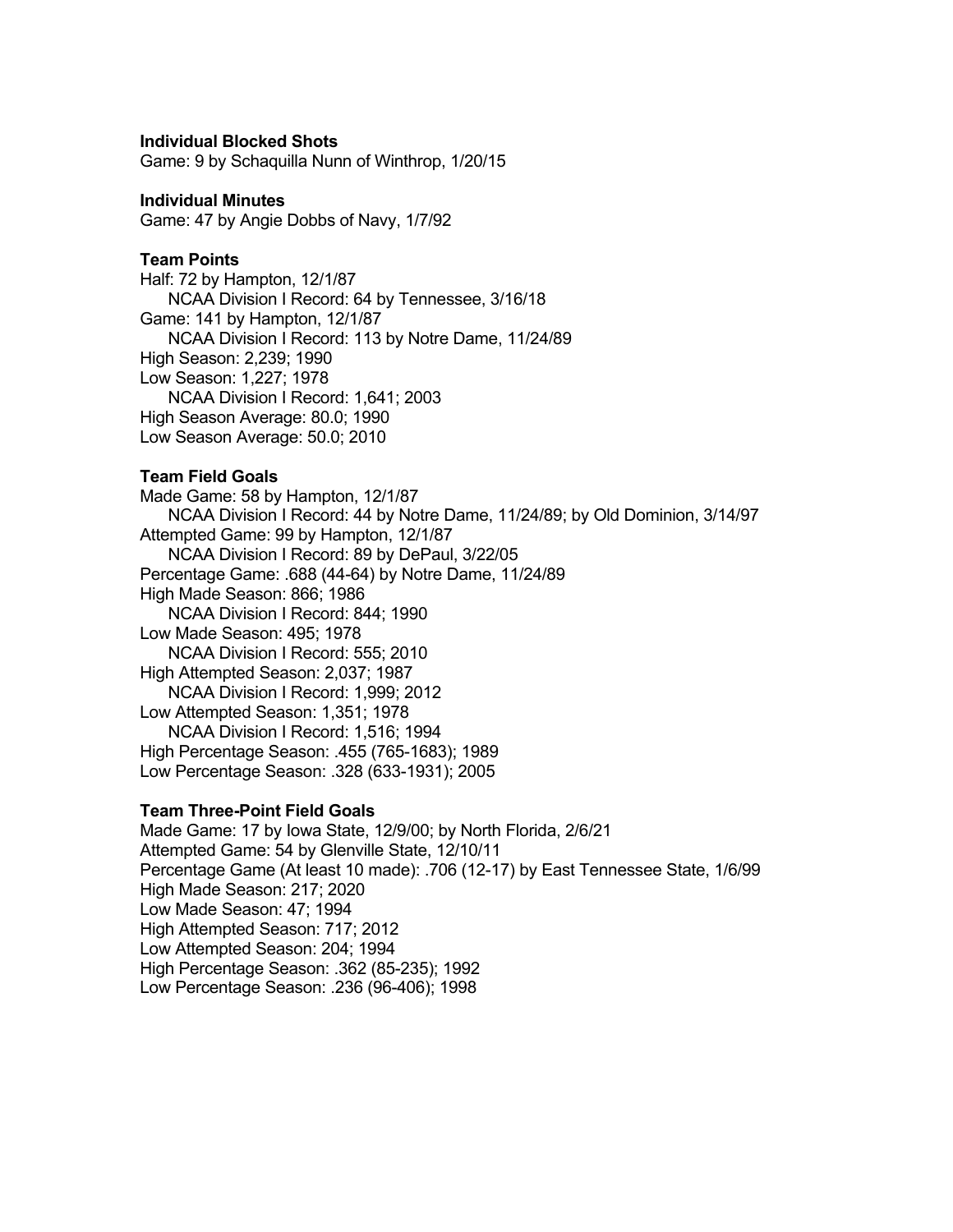**Individual Blocked Shots**
Game: 9 by Schaquilla Nunn of Winthrop, 1/20/15

**Individual Minutes**
Game: 47 by Angie Dobbs of Navy, 1/7/92

**Team Points**
Half: 72 by Hampton, 12/1/87
  NCAA Division I Record: 64 by Tennessee, 3/16/18
Game: 141 by Hampton, 12/1/87
  NCAA Division I Record: 113 by Notre Dame, 11/24/89
High Season: 2,239; 1990
Low Season: 1,227; 1978
  NCAA Division I Record: 1,641; 2003
High Season Average: 80.0; 1990
Low Season Average: 50.0; 2010

**Team Field Goals**
Made Game: 58 by Hampton, 12/1/87
  NCAA Division I Record: 44 by Notre Dame, 11/24/89; by Old Dominion, 3/14/97
Attempted Game: 99 by Hampton, 12/1/87
  NCAA Division I Record: 89 by DePaul, 3/22/05
Percentage Game: .688 (44-64) by Notre Dame, 11/24/89
High Made Season: 866; 1986
  NCAA Division I Record: 844; 1990
Low Made Season: 495; 1978
  NCAA Division I Record: 555; 2010
High Attempted Season: 2,037; 1987
  NCAA Division I Record: 1,999; 2012
Low Attempted Season: 1,351; 1978
  NCAA Division I Record: 1,516; 1994
High Percentage Season: .455 (765-1683); 1989
Low Percentage Season: .328 (633-1931); 2005

**Team Three-Point Field Goals**
Made Game: 17 by Iowa State, 12/9/00; by North Florida, 2/6/21
Attempted Game: 54 by Glenville State, 12/10/11
Percentage Game (At least 10 made): .706 (12-17) by East Tennessee State, 1/6/99
High Made Season: 217; 2020
Low Made Season: 47; 1994
High Attempted Season: 717; 2012
Low Attempted Season: 204; 1994
High Percentage Season: .362 (85-235); 1992
Low Percentage Season: .236 (96-406); 1998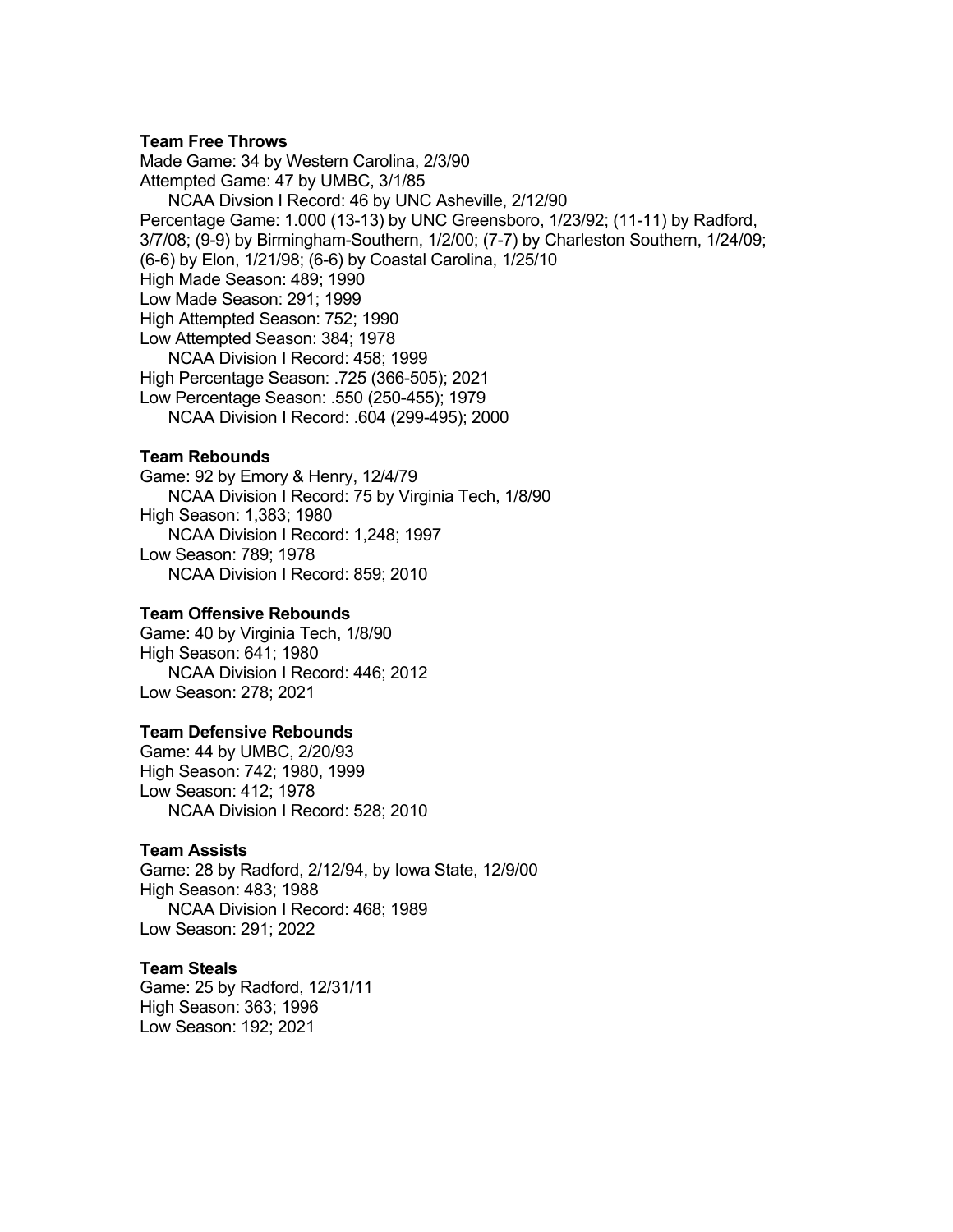### Team Free Throws

Made Game: 34 by Western Carolina, 2/3/90
Attempted Game: 47 by UMBC, 3/1/85
    NCAA Divsion I Record: 46 by UNC Asheville, 2/12/90
Percentage Game: 1.000 (13-13) by UNC Greensboro, 1/23/92; (11-11) by Radford, 3/7/08; (9-9) by Birmingham-Southern, 1/2/00; (7-7) by Charleston Southern, 1/24/09; (6-6) by Elon, 1/21/98; (6-6) by Coastal Carolina, 1/25/10
High Made Season: 489; 1990
Low Made Season: 291; 1999
High Attempted Season: 752; 1990
Low Attempted Season: 384; 1978
    NCAA Division I Record: 458; 1999
High Percentage Season: .725 (366-505); 2021
Low Percentage Season: .550 (250-455); 1979
    NCAA Division I Record: .604 (299-495); 2000

### Team Rebounds

Game: 92 by Emory & Henry, 12/4/79
    NCAA Division I Record: 75 by Virginia Tech, 1/8/90
High Season: 1,383; 1980
    NCAA Division I Record: 1,248; 1997
Low Season: 789; 1978
    NCAA Division I Record: 859; 2010

### Team Offensive Rebounds

Game: 40 by Virginia Tech, 1/8/90
High Season: 641; 1980
    NCAA Division I Record: 446; 2012
Low Season: 278; 2021

### Team Defensive Rebounds

Game: 44 by UMBC, 2/20/93
High Season: 742; 1980, 1999
Low Season: 412; 1978
    NCAA Division I Record: 528; 2010

### Team Assists

Game: 28 by Radford, 2/12/94, by Iowa State, 12/9/00
High Season: 483; 1988
    NCAA Division I Record: 468; 1989
Low Season: 291; 2022

### Team Steals

Game: 25 by Radford, 12/31/11
High Season: 363; 1996
Low Season: 192; 2021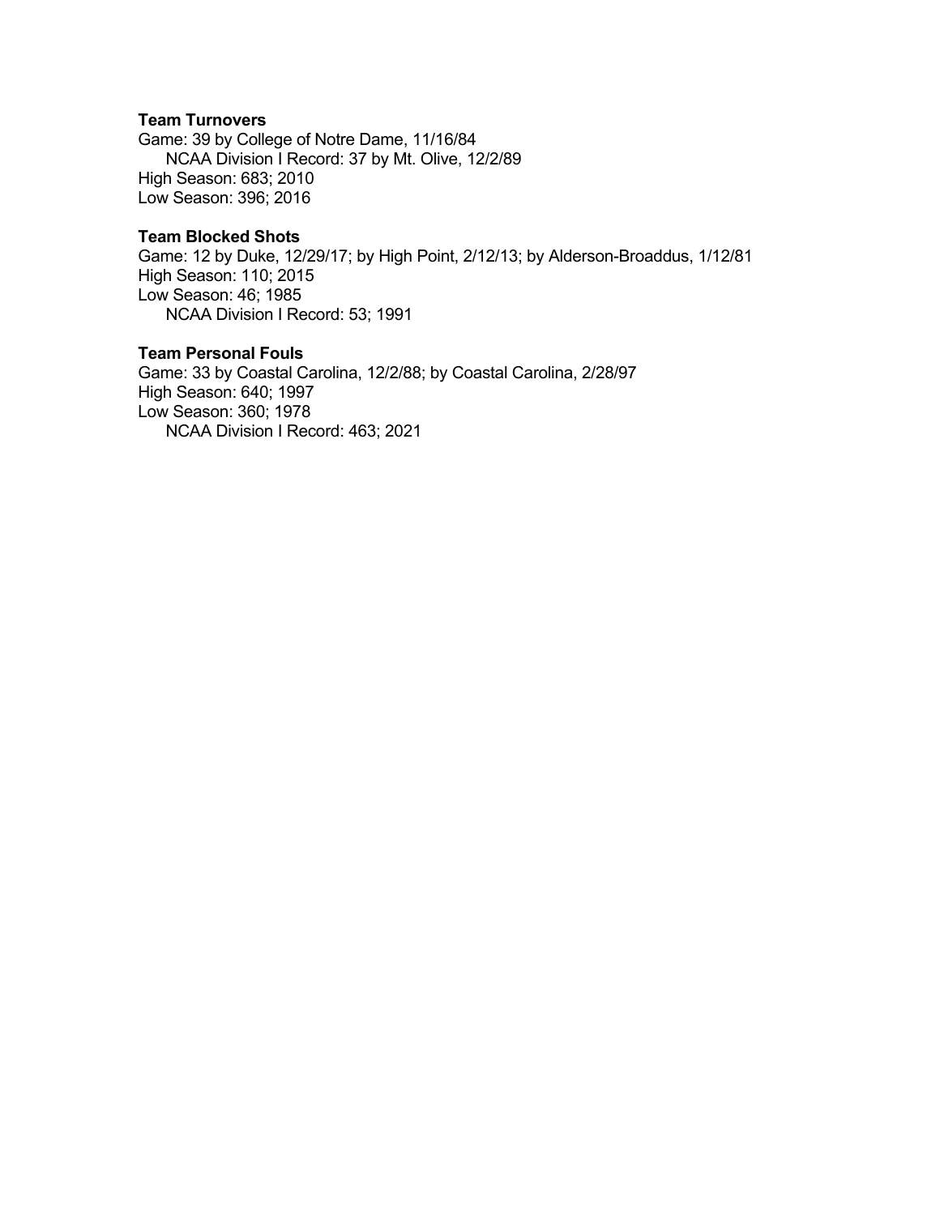**Team Turnovers**

Game: 39 by College of Notre Dame, 11/16/84
    NCAA Division I Record: 37 by Mt. Olive, 12/2/89
High Season: 683; 2010
Low Season: 396; 2016

**Team Blocked Shots**

Game: 12 by Duke, 12/29/17; by High Point, 2/12/13; by Alderson-Broaddus, 1/12/81
High Season: 110; 2015
Low Season: 46; 1985
    NCAA Division I Record: 53; 1991

**Team Personal Fouls**

Game: 33 by Coastal Carolina, 12/2/88; by Coastal Carolina, 2/28/97
High Season: 640; 1997
Low Season: 360; 1978
    NCAA Division I Record: 463; 2021